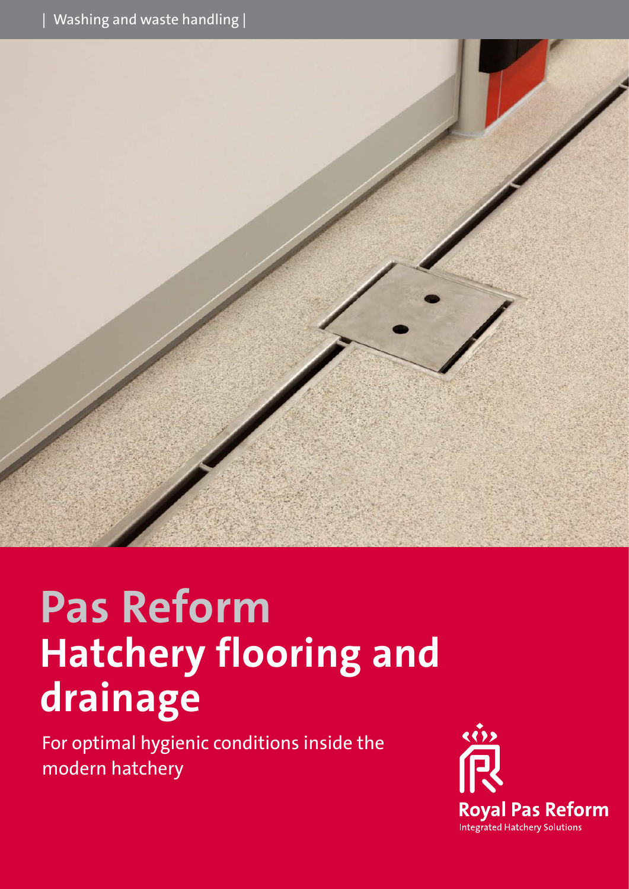| Washing and waste handling |

# Pas Reform
## Hatchery flooring and drainage

For optimal hygienic conditions inside the modern hatchery

Royal Pas Reform
Integrated Hatchery Solutions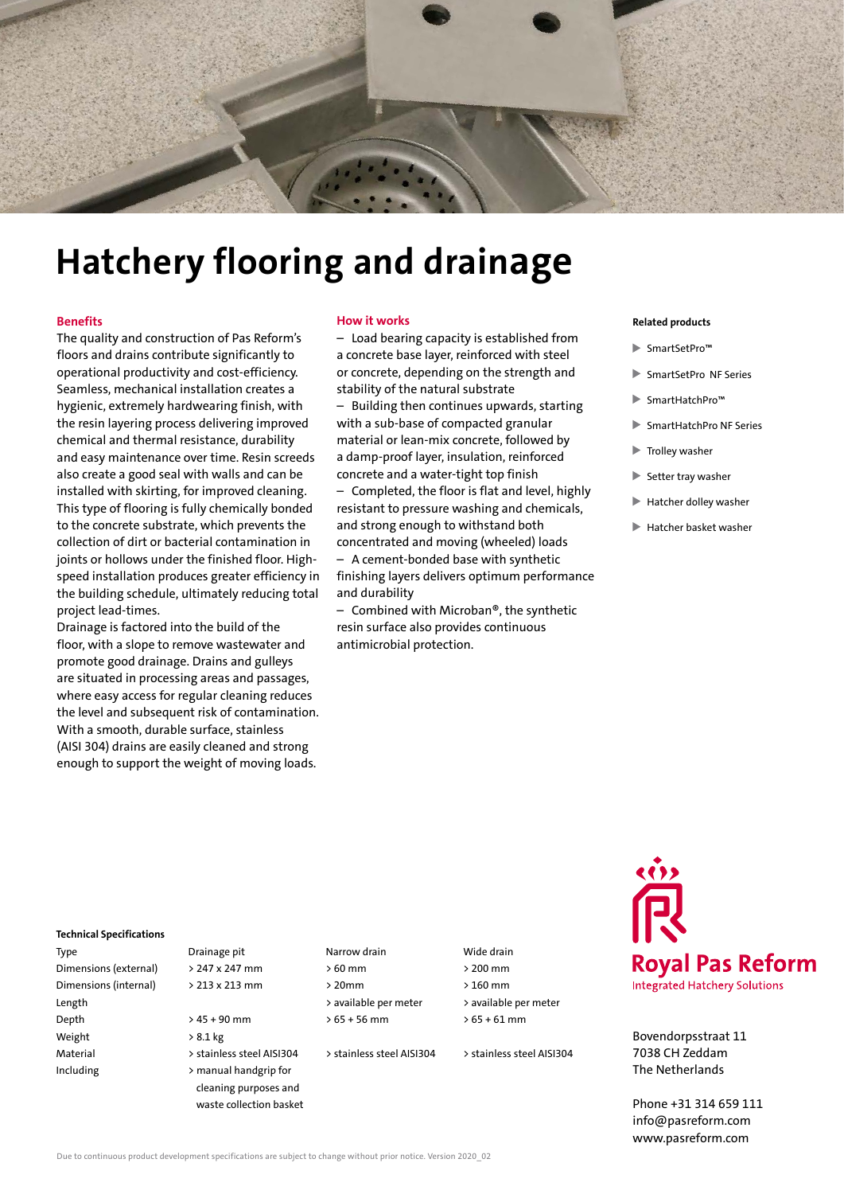# Hatchery flooring and drainage

## Benefits

The quality and construction of Pas Reform's floors and drains contribute significantly to operational productivity and cost-efficiency. Seamless, mechanical installation creates a hygienic, extremely hardwearing finish, with the resin layering process delivering improved chemical and thermal resistance, durability and easy maintenance over time. Resin screeds also create a good seal with walls and can be installed with skirting, for improved cleaning. This type of flooring is fully chemically bonded to the concrete substrate, which prevents the collection of dirt or bacterial contamination in joints or hollows under the finished floor. High-speed installation produces greater efficiency in the building schedule, ultimately reducing total project lead-times.

Drainage is factored into the build of the floor, with a slope to remove wastewater and promote good drainage. Drains and gulleys are situated in processing areas and passages, where easy access for regular cleaning reduces the level and subsequent risk of contamination. With a smooth, durable surface, stainless (AISI 304) drains are easily cleaned and strong enough to support the weight of moving loads.

## How it works

– Load bearing capacity is established from a concrete base layer, reinforced with steel or concrete, depending on the strength and stability of the natural substrate
– Building then continues upwards, starting with a sub-base of compacted granular material or lean-mix concrete, followed by a damp-proof layer, insulation, reinforced concrete and a water-tight top finish
– Completed, the floor is flat and level, highly resistant to pressure washing and chemicals, and strong enough to withstand both concentrated and moving (wheeled) loads
– A cement-bonded base with synthetic finishing layers delivers optimum performance and durability
– Combined with Microban®, the synthetic resin surface also provides continuous antimicrobial protection.

### Related products

- SmartSetPro™
- SmartSetPro NF Series
- SmartHatchPro™
- SmartHatchPro NF Series
- Trolley washer
- Setter tray washer
- Hatcher dolley washer
- Hatcher basket washer

### Technical Specifications

| | | | |
|---|---|---|---|
| Type | Drainage pit | Narrow drain | Wide drain |
| Dimensions (external) | > 247 x 247 mm | > 60 mm | > 200 mm |
| Dimensions (internal) | > 213 x 213 mm | > 20mm | > 160 mm |
| Length | | > available per meter | > available per meter |
| Depth | > 45 + 90 mm | > 65 + 56 mm | > 65 + 61 mm |
| Weight | > 8.1 kg | | |
| Material | > stainless steel AISI304 | > stainless steel AISI304 | > stainless steel AISI304 |
| Including | > manual handgrip for cleaning purposes and waste collection basket | | |

**Royal Pas Reform**
Integrated Hatchery Solutions

Bovendorpsstraat 11
7038 CH Zeddam
The Netherlands

Phone +31 314 659 111
info@pasreform.com
www.pasreform.com

Due to continuous product development specifications are subject to change without prior notice. Version 2020_02